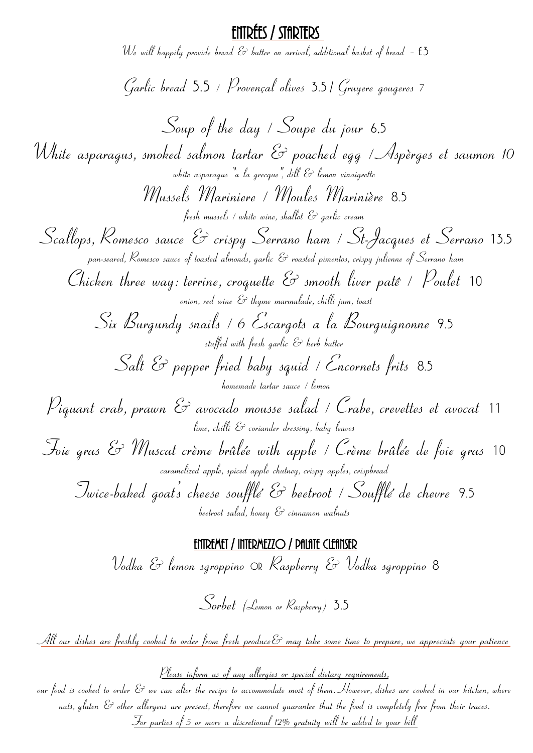# ENTRÉES / STARTERS

*We will happily provide bread & butter on arrival, additional basket of bread – £3*

Garlic bread 5.5 / Provençal olives 3.5 / Gruyere gougeres 7

Soup of the day / Soupe du jour 6.5

White asparagus, smoked salmon tartar & poached egg / Aspèrges et saumon 10
*white asparagus "a la grecque", dill & lemon vinaigrette*

Mussels Mariniere / Moules Marinière 8.5
*fresh mussels / white wine, shallot & garlic cream*

Scallops, Romesco sauce & crispy Serrano ham / St-Jacques et Serrano 13.5
*pan-seared, Romesco sauce of toasted almonds, garlic & roasted pimentos, crispy julienne of Serrano ham*

Chicken three way: terrine, croquette & smooth liver paté / Poulet 10
*onion, red wine & thyme marmalade, chilli jam, toast*

Six Burgundy snails / 6 Escargots a la Bourguignonne 9.5
*stuffed with fresh garlic & herb butter*

Salt & pepper fried baby squid / Encornets frits 8.5
*homemade tartar sauce / lemon*

Piquant crab, prawn & avocado mousse salad / Crabe, crevettes et avocat 11
*lime, chilli & coriander dressing, baby leaves*

Foie gras & Muscat crème brûlée with apple / Crème brûlée de foie gras 10
*caramelized apple, spiced apple chutney, crispy apples, crispbread*

Twice-baked goat's cheese soufflé & beetroot / Soufflé de chevre 9.5
*beetroot salad, honey & cinnamon walnuts*

## ENTREMET / INTERMEZZO / PALATE CLEANSER

Vodka & lemon sgroppino OR Raspberry & Vodka sgroppino 8

Sorbet (Lemon or Raspberry) 3.5

*All our dishes are freshly cooked to order from fresh produce & may take some time to prepare, we appreciate your patience*

*Please inform us of any allergies or special dietary requirements,*
*our food is cooked to order & we can alter the recipe to accommodate most of them. However, dishes are cooked in our kitchen, where nuts, gluten & other allergens are present, therefore we cannot guarantee that the food is completely free from their traces.*
*For parties of 5 or more a discretional 12% gratuity will be added to your bill*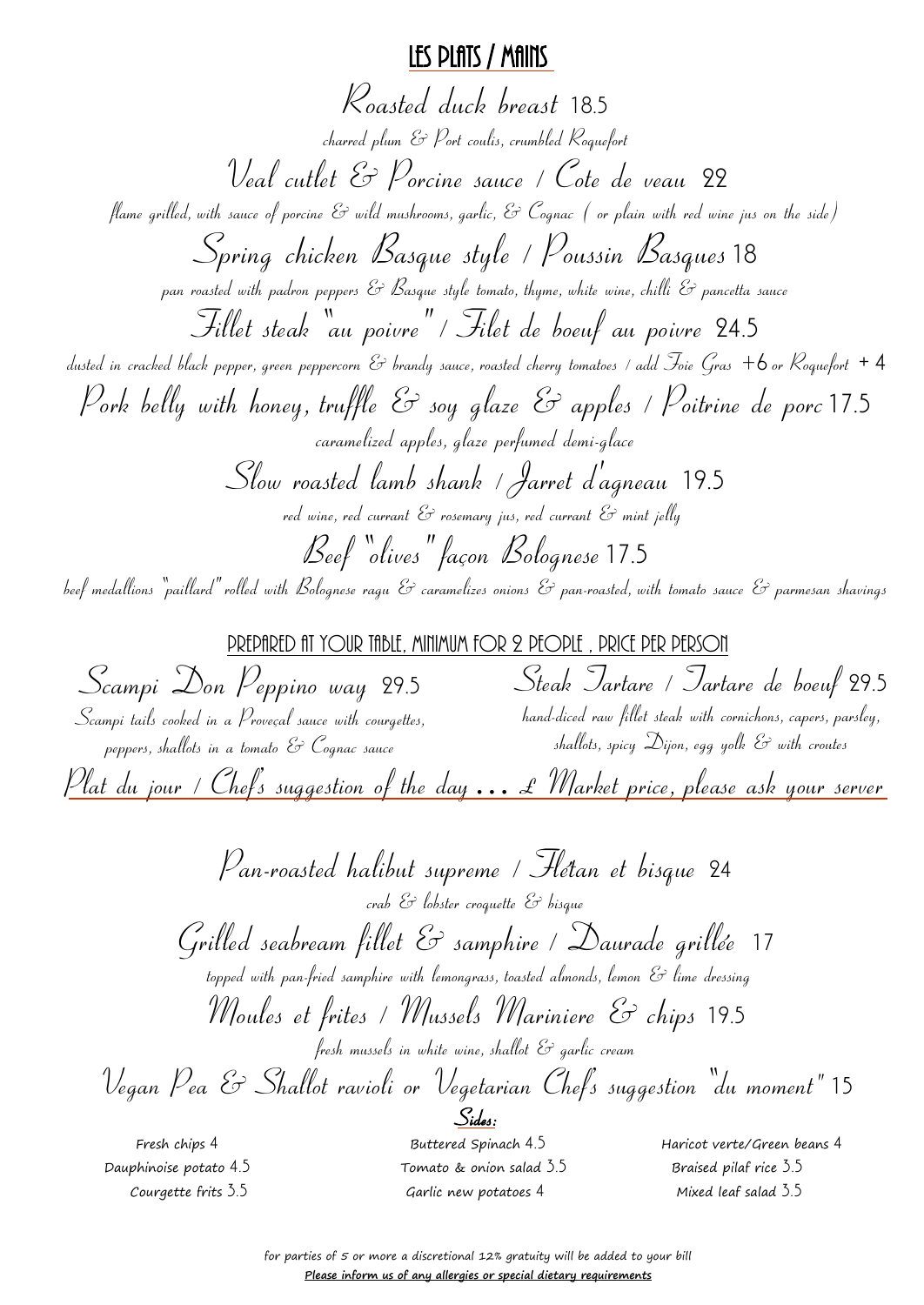## LES PLATS / MAINS

**Roasted duck breast** 18.5

*charred plum & Port coulis, crumbled Roquefort*

**Veal cutlet & Porcine sauce / Cote de veau** 22

*flame grilled, with sauce of porcine & wild mushrooms, garlic, & Cognac ( or plain with red wine jus on the side)*

**Spring chicken Basque style / Poussin Basques** 18

*pan roasted with padron peppers & Basque style tomato, thyme, white wine, chilli & pancetta sauce*

**Fillet steak "au poivre" / Filet de boeuf au poivre** 24.5

*dusted in cracked black pepper, green peppercorn & brandy sauce, roasted cherry tomatoes / add Foie Gras +6 or Roquefort + 4*

**Pork belly with honey, truffle & soy glaze & apples / Poitrine de porc** 17.5

*caramelized apples, glaze perfumed demi-glace*

**Slow roasted lamb shank / Jarret d'agneau** 19.5

*red wine, red currant & rosemary jus, red currant & mint jelly*

**Beef "olives" façon Bolognese** 17.5

*beef medallions "paillard" rolled with Bolognese ragu & caramelizes onions & pan-roasted, with tomato sauce & parmesan shavings*

### PREPARED AT YOUR TABLE, MINIMUM FOR 2 PEOPLE , PRICE PER PERSON

**Scampi Don Peppino way** 29.5

*Scampi tails cooked in a Proveçal sauce with courgettes, peppers, shallots in a tomato & Cognac sauce*

**Steak Tartare / Tartare de boeuf** 29.5

*hand-diced raw fillet steak with cornichons, capers, parsley, shallots, spicy Dijon, egg yolk & with croutes*

**Plat du jour / Chef's suggestion of the day ... £ Market price, please ask your server**

**Pan-roasted halibut supreme / Flétan et bisque** 24

*crab & lobster croquette & bisque*

**Grilled seabream fillet & samphire / Daurade grillée** 17

*topped with pan-fried samphire with lemongrass, toasted almonds, lemon & lime dressing*

**Moules et frites / Mussels Mariniere & chips** 19.5

*fresh mussels in white wine, shallot & garlic cream*

**Vegan Pea & Shallot ravioli or Vegetarian Chef's suggestion "du moment"** 15

### Sides:

| | | |
|---|---|---|
| Fresh chips 4 | Buttered Spinach 4.5 | Haricot verte/Green beans 4 |
| Dauphinoise potato 4.5 | Tomato & onion salad 3.5 | Braised pilaf rice 3.5 |
| Courgette frits 3.5 | Garlic new potatoes 4 | Mixed leaf salad 3.5 |

for parties of 5 or more a discretional 12% gratuity will be added to your bill

**Please inform us of any allergies or special dietary requirements**